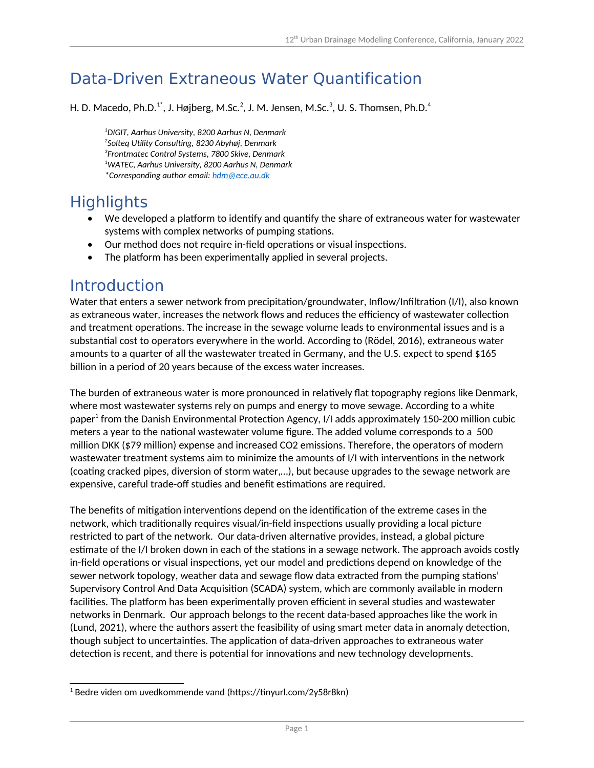# Data-Driven Extraneous Water Quantification

H. D. Macedo, Ph.D.[1*], J. Højberg, M.Sc.[2], J. M. Jensen, M.Sc.[3], U. S. Thomsen, Ph.D.[4]

*[1]DIGIT, Aarhus University, 8200 Aarhus N, Denmark*
*[2]Solteq Utility Consulting, 8230 Abyhøj, Denmark*
*[3]Frontmatec Control Systems, 7800 Skive, Denmark*
*[1]WATEC, Aarhus University, 8200 Aarhus N, Denmark*
*\*Corresponding author email: hdm@ece.au.dk*

## Highlights

- We developed a platform to identify and quantify the share of extraneous water for wastewater systems with complex networks of pumping stations.
- Our method does not require in-field operations or visual inspections.
- The platform has been experimentally applied in several projects.

## Introduction

Water that enters a sewer network from precipitation/groundwater, Inflow/Infiltration (I/I), also known as extraneous water, increases the network flows and reduces the efficiency of wastewater collection and treatment operations. The increase in the sewage volume leads to environmental issues and is a substantial cost to operators everywhere in the world. According to (Rödel, 2016), extraneous water amounts to a quarter of all the wastewater treated in Germany, and the U.S. expect to spend $165 billion in a period of 20 years because of the excess water increases.

The burden of extraneous water is more pronounced in relatively flat topography regions like Denmark, where most wastewater systems rely on pumps and energy to move sewage. According to a white paper[1] from the Danish Environmental Protection Agency, I/I adds approximately 150-200 million cubic meters a year to the national wastewater volume figure. The added volume corresponds to a 500 million DKK ($79 million) expense and increased $CO_2$ emissions. Therefore, the operators of modern wastewater treatment systems aim to minimize the amounts of I/I with interventions in the network (coating cracked pipes, diversion of storm water,…), but because upgrades to the sewage network are expensive, careful trade-off studies and benefit estimations are required.

The benefits of mitigation interventions depend on the identification of the extreme cases in the network, which traditionally requires visual/in-field inspections usually providing a local picture restricted to part of the network. Our data-driven alternative provides, instead, a global picture estimate of the I/I broken down in each of the stations in a sewage network. The approach avoids costly in-field operations or visual inspections, yet our model and predictions depend on knowledge of the sewer network topology, weather data and sewage flow data extracted from the pumping stations' Supervisory Control And Data Acquisition (SCADA) system, which are commonly available in modern facilities. The platform has been experimentally proven efficient in several studies and wastewater networks in Denmark. Our approach belongs to the recent data-based approaches like the work in (Lund, 2021), where the authors assert the feasibility of using smart meter data in anomaly detection, though subject to uncertainties. The application of data-driven approaches to extraneous water detection is recent, and there is potential for innovations and new technology developments.

[1] Bedre viden om uvedkommende vand (https://tinyurl.com/2y58r8kn)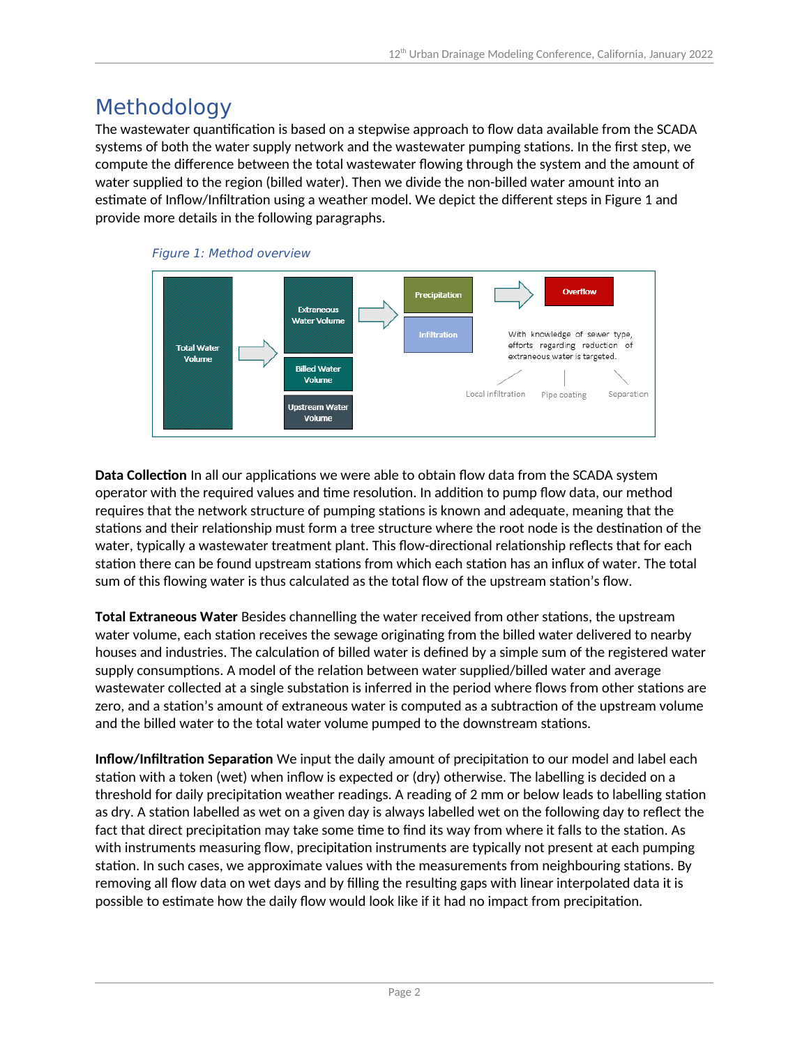# Methodology

The wastewater quantification is based on a stepwise approach to flow data available from the SCADA systems of both the water supply network and the wastewater pumping stations. In the first step, we compute the difference between the total wastewater flowing through the system and the amount of water supplied to the region (billed water). Then we divide the non-billed water amount into an estimate of Inflow/Infiltration using a weather model. We depict the different steps in Figure 1 and provide more details in the following paragraphs.

*Figure 1: Method overview*

Total Water Volume → Extraneous Water Volume, Billed Water Volume, Upstream Water Volume → Precipitation, Infiltration → Overflow

With knowledge of sewer type, efforts regarding reduction of extraneous water is targeted.

Local infiltration | Pipe coating | Separation

**Data Collection** In all our applications we were able to obtain flow data from the SCADA system operator with the required values and time resolution. In addition to pump flow data, our method requires that the network structure of pumping stations is known and adequate, meaning that the stations and their relationship must form a tree structure where the root node is the destination of the water, typically a wastewater treatment plant. This flow-directional relationship reflects that for each station there can be found upstream stations from which each station has an influx of water. The total sum of this flowing water is thus calculated as the total flow of the upstream station's flow.

**Total Extraneous Water** Besides channelling the water received from other stations, the upstream water volume, each station receives the sewage originating from the billed water delivered to nearby houses and industries. The calculation of billed water is defined by a simple sum of the registered water supply consumptions. A model of the relation between water supplied/billed water and average wastewater collected at a single substation is inferred in the period where flows from other stations are zero, and a station's amount of extraneous water is computed as a subtraction of the upstream volume and the billed water to the total water volume pumped to the downstream stations.

**Inflow/Infiltration Separation** We input the daily amount of precipitation to our model and label each station with a token (wet) when inflow is expected or (dry) otherwise. The labelling is decided on a threshold for daily precipitation weather readings. A reading of 2 mm or below leads to labelling station as dry. A station labelled as wet on a given day is always labelled wet on the following day to reflect the fact that direct precipitation may take some time to find its way from where it falls to the station. As with instruments measuring flow, precipitation instruments are typically not present at each pumping station. In such cases, we approximate values with the measurements from neighbouring stations. By removing all flow data on wet days and by filling the resulting gaps with linear interpolated data it is possible to estimate how the daily flow would look like if it had no impact from precipitation.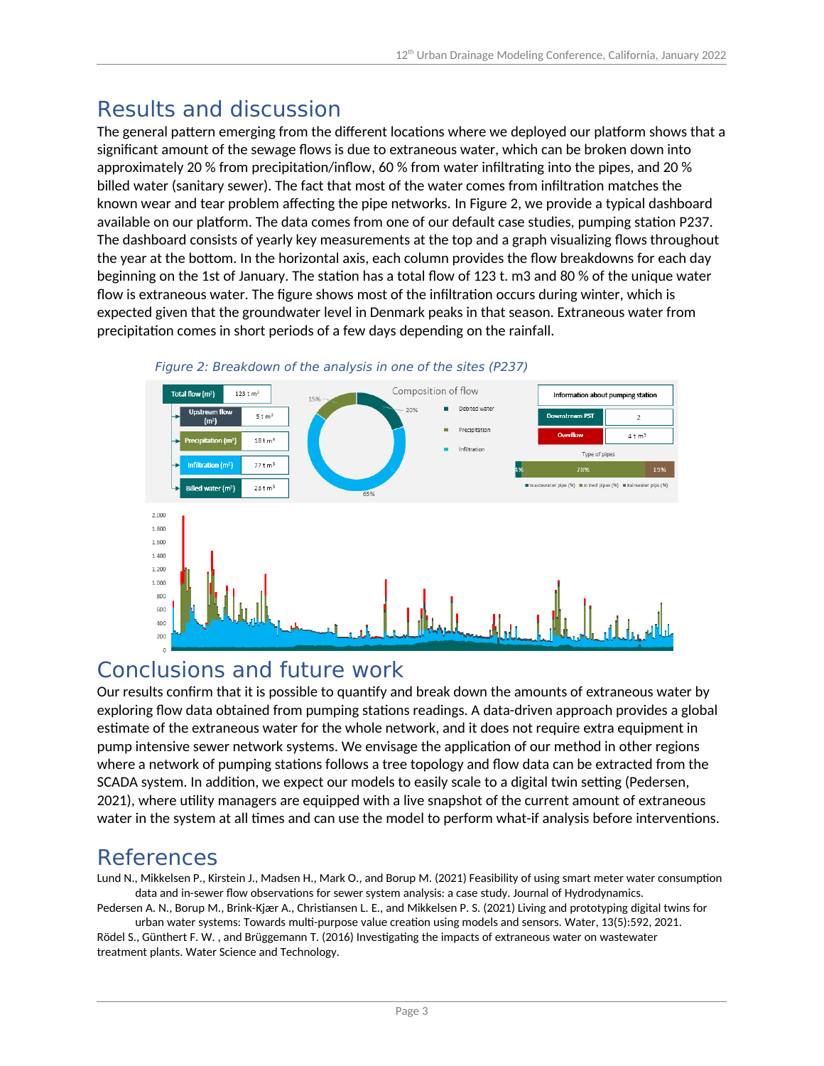# Results and discussion

The general pattern emerging from the different locations where we deployed our platform shows that a significant amount of the sewage flows is due to extraneous water, which can be broken down into approximately 20 % from precipitation/inflow, 60 % from water infiltrating into the pipes, and 20 % billed water (sanitary sewer). The fact that most of the water comes from infiltration matches the known wear and tear problem affecting the pipe networks. In Figure 2, we provide a typical dashboard available on our platform. The data comes from one of our default case studies, pumping station P237. The dashboard consists of yearly key measurements at the top and a graph visualizing flows throughout the year at the bottom. In the horizontal axis, each column provides the flow breakdowns for each day beginning on the 1st of January. The station has a total flow of 123 t. m3 and 80 % of the unique water flow is extraneous water. The figure shows most of the infiltration occurs during winter, which is expected given that the groundwater level in Denmark peaks in that season. Extraneous water from precipitation comes in short periods of a few days depending on the rainfall.

*Figure 2: Breakdown of the analysis in one of the sites (P237)*

Total flow (m³) 123 t m³
Upstream flow (m³) 5 t m³
Precipitation (m³) 18 t m³
Infiltration (m³) 77 t m³
Billed water (m³) 23 t m³

Composition of flow
15%
20%
65%
Debited water
Precipitation
Infiltration

Information about pumping station
Downstream PST 2
Overflow 4 t m³
Type of pipes
4% 78% 19%
Wastewater pipe (%) Joined pipes (%) Rainwater pipe (%)

2.000
1.800
1.600
1.400
1.200
1.000
800
600
400
200
0

# Conclusions and future work

Our results confirm that it is possible to quantify and break down the amounts of extraneous water by exploring flow data obtained from pumping stations readings. A data-driven approach provides a global estimate of the extraneous water for the whole network, and it does not require extra equipment in pump intensive sewer network systems. We envisage the application of our method in other regions where a network of pumping stations follows a tree topology and flow data can be extracted from the SCADA system. In addition, we expect our models to easily scale to a digital twin setting (Pedersen, 2021), where utility managers are equipped with a live snapshot of the current amount of extraneous water in the system at all times and can use the model to perform what-if analysis before interventions.

# References

Lund N., Mikkelsen P., Kirstein J., Madsen H., Mark O., and Borup M. (2021) Feasibility of using smart meter water consumption data and in-sewer flow observations for sewer system analysis: a case study. Journal of Hydrodynamics.

Pedersen A. N., Borup M., Brink-Kjær A., Christiansen L. E., and Mikkelsen P. S. (2021) Living and prototyping digital twins for urban water systems: Towards multi-purpose value creation using models and sensors. Water, 13(5):592, 2021.

Rödel S., Günthert F. W. , and Brüggemann T. (2016) Investigating the impacts of extraneous water on wastewater treatment plants. Water Science and Technology.